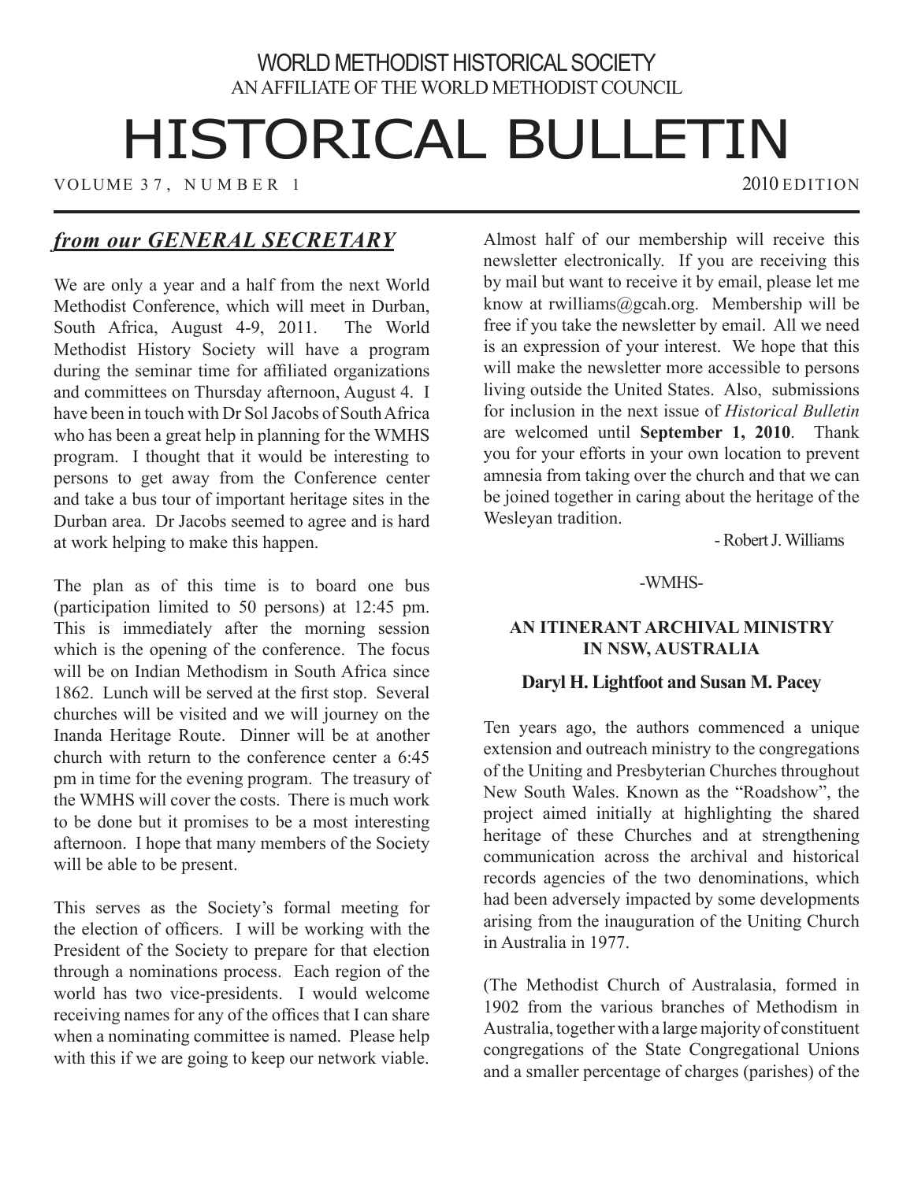WORLD METHODIST HISTORICAL SOCIETY
AN AFFILIATE OF THE WORLD METHODIST COUNCIL

# HISTORICAL BULLETIN

VOLUME 37, NUMBER 1 — 2010 EDITION

## *from our GENERAL SECRETARY*

We are only a year and a half from the next World Methodist Conference, which will meet in Durban, South Africa, August 4-9, 2011. The World Methodist History Society will have a program during the seminar time for affiliated organizations and committees on Thursday afternoon, August 4. I have been in touch with Dr Sol Jacobs of South Africa who has been a great help in planning for the WMHS program. I thought that it would be interesting to persons to get away from the Conference center and take a bus tour of important heritage sites in the Durban area. Dr Jacobs seemed to agree and is hard at work helping to make this happen.

The plan as of this time is to board one bus (participation limited to 50 persons) at 12:45 pm. This is immediately after the morning session which is the opening of the conference. The focus will be on Indian Methodism in South Africa since 1862. Lunch will be served at the first stop. Several churches will be visited and we will journey on the Inanda Heritage Route. Dinner will be at another church with return to the conference center a 6:45 pm in time for the evening program. The treasury of the WMHS will cover the costs. There is much work to be done but it promises to be a most interesting afternoon. I hope that many members of the Society will be able to be present.

This serves as the Society's formal meeting for the election of officers. I will be working with the President of the Society to prepare for that election through a nominations process. Each region of the world has two vice-presidents. I would welcome receiving names for any of the offices that I can share when a nominating committee is named. Please help with this if we are going to keep our network viable.

Almost half of our membership will receive this newsletter electronically. If you are receiving this by mail but want to receive it by email, please let me know at rwilliams@gcah.org. Membership will be free if you take the newsletter by email. All we need is an expression of your interest. We hope that this will make the newsletter more accessible to persons living outside the United States. Also, submissions for inclusion in the next issue of *Historical Bulletin* are welcomed until **September 1, 2010**. Thank you for your efforts in your own location to prevent amnesia from taking over the church and that we can be joined together in caring about the heritage of the Wesleyan tradition.

- Robert J. Williams

-WMHS-

### AN ITINERANT ARCHIVAL MINISTRY IN NSW, AUSTRALIA

**Daryl H. Lightfoot and Susan M. Pacey**

Ten years ago, the authors commenced a unique extension and outreach ministry to the congregations of the Uniting and Presbyterian Churches throughout New South Wales. Known as the "Roadshow", the project aimed initially at highlighting the shared heritage of these Churches and at strengthening communication across the archival and historical records agencies of the two denominations, which had been adversely impacted by some developments arising from the inauguration of the Uniting Church in Australia in 1977.

(The Methodist Church of Australasia, formed in 1902 from the various branches of Methodism in Australia, together with a large majority of constituent congregations of the State Congregational Unions and a smaller percentage of charges (parishes) of the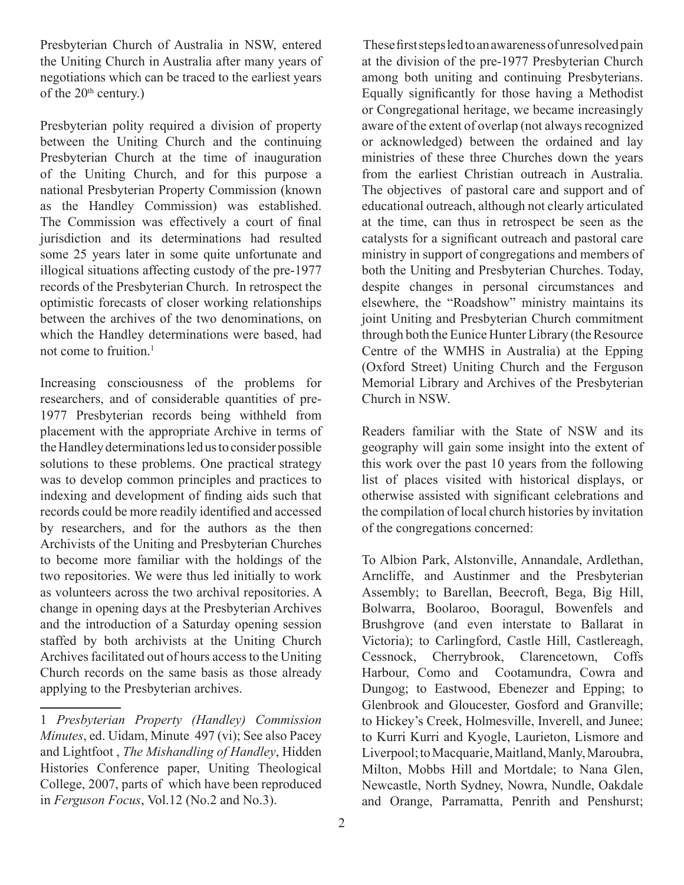Presbyterian Church of Australia in NSW, entered the Uniting Church in Australia after many years of negotiations which can be traced to the earliest years of the 20th century.)

Presbyterian polity required a division of property between the Uniting Church and the continuing Presbyterian Church at the time of inauguration of the Uniting Church, and for this purpose a national Presbyterian Property Commission (known as the Handley Commission) was established. The Commission was effectively a court of final jurisdiction and its determinations had resulted some 25 years later in some quite unfortunate and illogical situations affecting custody of the pre-1977 records of the Presbyterian Church. In retrospect the optimistic forecasts of closer working relationships between the archives of the two denominations, on which the Handley determinations were based, had not come to fruition.[1]

Increasing consciousness of the problems for researchers, and of considerable quantities of pre-1977 Presbyterian records being withheld from placement with the appropriate Archive in terms of the Handley determinations led us to consider possible solutions to these problems. One practical strategy was to develop common principles and practices to indexing and development of finding aids such that records could be more readily identified and accessed by researchers, and for the authors as the then Archivists of the Uniting and Presbyterian Churches to become more familiar with the holdings of the two repositories. We were thus led initially to work as volunteers across the two archival repositories. A change in opening days at the Presbyterian Archives and the introduction of a Saturday opening session staffed by both archivists at the Uniting Church Archives facilitated out of hours access to the Uniting Church records on the same basis as those already applying to the Presbyterian archives.

1 *Presbyterian Property (Handley) Commission Minutes*, ed. Uidam, Minute 497 (vi); See also Pacey and Lightfoot , *The Mishandling of Handley*, Hidden Histories Conference paper, Uniting Theological College, 2007, parts of which have been reproduced in *Ferguson Focus*, Vol.12 (No.2 and No.3).

These first steps led to an awareness of unresolved pain at the division of the pre-1977 Presbyterian Church among both uniting and continuing Presbyterians. Equally significantly for those having a Methodist or Congregational heritage, we became increasingly aware of the extent of overlap (not always recognized or acknowledged) between the ordained and lay ministries of these three Churches down the years from the earliest Christian outreach in Australia. The objectives of pastoral care and support and of educational outreach, although not clearly articulated at the time, can thus in retrospect be seen as the catalysts for a significant outreach and pastoral care ministry in support of congregations and members of both the Uniting and Presbyterian Churches. Today, despite changes in personal circumstances and elsewhere, the "Roadshow" ministry maintains its joint Uniting and Presbyterian Church commitment through both the Eunice Hunter Library (the Resource Centre of the WMHS in Australia) at the Epping (Oxford Street) Uniting Church and the Ferguson Memorial Library and Archives of the Presbyterian Church in NSW.

Readers familiar with the State of NSW and its geography will gain some insight into the extent of this work over the past 10 years from the following list of places visited with historical displays, or otherwise assisted with significant celebrations and the compilation of local church histories by invitation of the congregations concerned:

To Albion Park, Alstonville, Annandale, Ardlethan, Arncliffe, and Austinmer and the Presbyterian Assembly; to Barellan, Beecroft, Bega, Big Hill, Bolwarra, Boolaroo, Booragul, Bowenfels and Brushgrove (and even interstate to Ballarat in Victoria); to Carlingford, Castle Hill, Castlereagh, Cessnock, Cherrybrook, Clarencetown, Coffs Harbour, Como and Cootamundra, Cowra and Dungog; to Eastwood, Ebenezer and Epping; to Glenbrook and Gloucester, Gosford and Granville; to Hickey's Creek, Holmesville, Inverell, and Junee; to Kurri Kurri and Kyogle, Laurieton, Lismore and Liverpool; to Macquarie, Maitland, Manly, Maroubra, Milton, Mobbs Hill and Mortdale; to Nana Glen, Newcastle, North Sydney, Nowra, Nundle, Oakdale and Orange, Parramatta, Penrith and Penshurst;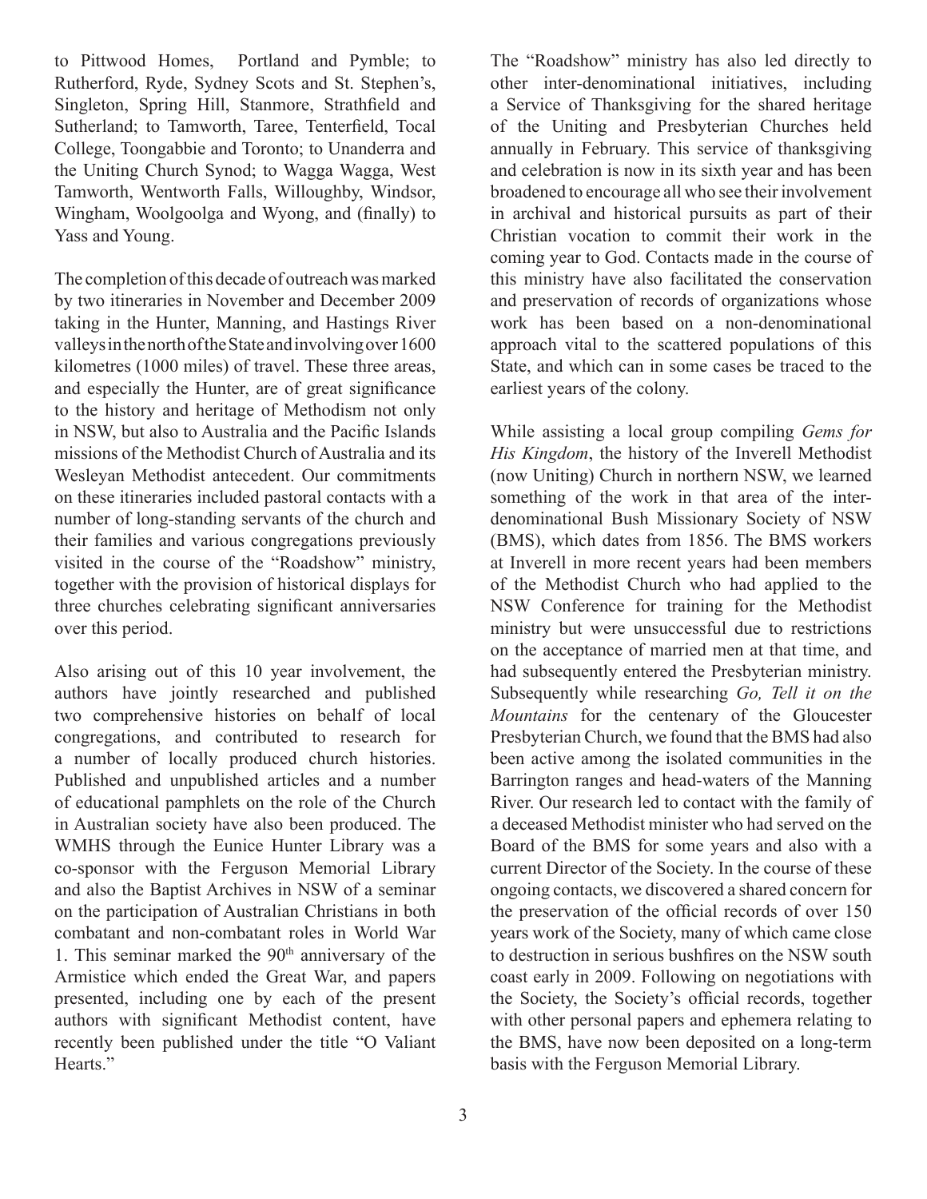to Pittwood Homes, Portland and Pymble; to Rutherford, Ryde, Sydney Scots and St. Stephen's, Singleton, Spring Hill, Stanmore, Strathfield and Sutherland; to Tamworth, Taree, Tenterfield, Tocal College, Toongabbie and Toronto; to Unanderra and the Uniting Church Synod; to Wagga Wagga, West Tamworth, Wentworth Falls, Willoughby, Windsor, Wingham, Woolgoolga and Wyong, and (finally) to Yass and Young.

The completion of this decade of outreach was marked by two itineraries in November and December 2009 taking in the Hunter, Manning, and Hastings River valleys in the north of the State and involving over 1600 kilometres (1000 miles) of travel. These three areas, and especially the Hunter, are of great significance to the history and heritage of Methodism not only in NSW, but also to Australia and the Pacific Islands missions of the Methodist Church of Australia and its Wesleyan Methodist antecedent. Our commitments on these itineraries included pastoral contacts with a number of long-standing servants of the church and their families and various congregations previously visited in the course of the "Roadshow" ministry, together with the provision of historical displays for three churches celebrating significant anniversaries over this period.

Also arising out of this 10 year involvement, the authors have jointly researched and published two comprehensive histories on behalf of local congregations, and contributed to research for a number of locally produced church histories. Published and unpublished articles and a number of educational pamphlets on the role of the Church in Australian society have also been produced. The WMHS through the Eunice Hunter Library was a co-sponsor with the Ferguson Memorial Library and also the Baptist Archives in NSW of a seminar on the participation of Australian Christians in both combatant and non-combatant roles in World War 1. This seminar marked the 90th anniversary of the Armistice which ended the Great War, and papers presented, including one by each of the present authors with significant Methodist content, have recently been published under the title "O Valiant Hearts."

The "Roadshow" ministry has also led directly to other inter-denominational initiatives, including a Service of Thanksgiving for the shared heritage of the Uniting and Presbyterian Churches held annually in February. This service of thanksgiving and celebration is now in its sixth year and has been broadened to encourage all who see their involvement in archival and historical pursuits as part of their Christian vocation to commit their work in the coming year to God. Contacts made in the course of this ministry have also facilitated the conservation and preservation of records of organizations whose work has been based on a non-denominational approach vital to the scattered populations of this State, and which can in some cases be traced to the earliest years of the colony.

While assisting a local group compiling *Gems for His Kingdom*, the history of the Inverell Methodist (now Uniting) Church in northern NSW, we learned something of the work in that area of the inter-denominational Bush Missionary Society of NSW (BMS), which dates from 1856. The BMS workers at Inverell in more recent years had been members of the Methodist Church who had applied to the NSW Conference for training for the Methodist ministry but were unsuccessful due to restrictions on the acceptance of married men at that time, and had subsequently entered the Presbyterian ministry. Subsequently while researching *Go, Tell it on the Mountains* for the centenary of the Gloucester Presbyterian Church, we found that the BMS had also been active among the isolated communities in the Barrington ranges and head-waters of the Manning River. Our research led to contact with the family of a deceased Methodist minister who had served on the Board of the BMS for some years and also with a current Director of the Society. In the course of these ongoing contacts, we discovered a shared concern for the preservation of the official records of over 150 years work of the Society, many of which came close to destruction in serious bushfires on the NSW south coast early in 2009. Following on negotiations with the Society, the Society's official records, together with other personal papers and ephemera relating to the BMS, have now been deposited on a long-term basis with the Ferguson Memorial Library.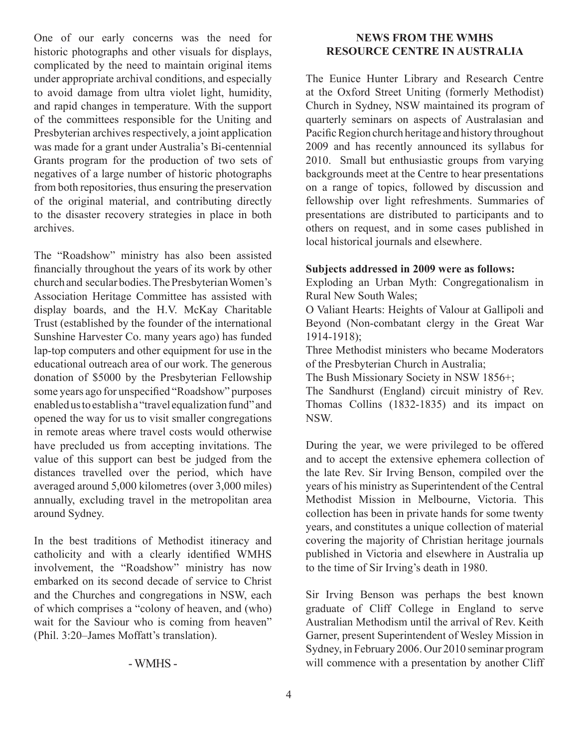One of our early concerns was the need for historic photographs and other visuals for displays, complicated by the need to maintain original items under appropriate archival conditions, and especially to avoid damage from ultra violet light, humidity, and rapid changes in temperature. With the support of the committees responsible for the Uniting and Presbyterian archives respectively, a joint application was made for a grant under Australia's Bi-centennial Grants program for the production of two sets of negatives of a large number of historic photographs from both repositories, thus ensuring the preservation of the original material, and contributing directly to the disaster recovery strategies in place in both archives.

The "Roadshow" ministry has also been assisted financially throughout the years of its work by other church and secular bodies. The Presbyterian Women's Association Heritage Committee has assisted with display boards, and the H.V. McKay Charitable Trust (established by the founder of the international Sunshine Harvester Co. many years ago) has funded lap-top computers and other equipment for use in the educational outreach area of our work. The generous donation of $5000 by the Presbyterian Fellowship some years ago for unspecified "Roadshow" purposes enabled us to establish a "travel equalization fund" and opened the way for us to visit smaller congregations in remote areas where travel costs would otherwise have precluded us from accepting invitations. The value of this support can best be judged from the distances travelled over the period, which have averaged around 5,000 kilometres (over 3,000 miles) annually, excluding travel in the metropolitan area around Sydney.

In the best traditions of Methodist itineracy and catholicity and with a clearly identified WMHS involvement, the "Roadshow" ministry has now embarked on its second decade of service to Christ and the Churches and congregations in NSW, each of which comprises a "colony of heaven, and (who) wait for the Saviour who is coming from heaven" (Phil. 3:20–James Moffatt's translation).

- WMHS -

## NEWS FROM THE WMHS RESOURCE CENTRE IN AUSTRALIA

The Eunice Hunter Library and Research Centre at the Oxford Street Uniting (formerly Methodist) Church in Sydney, NSW maintained its program of quarterly seminars on aspects of Australasian and Pacific Region church heritage and history throughout 2009 and has recently announced its syllabus for 2010. Small but enthusiastic groups from varying backgrounds meet at the Centre to hear presentations on a range of topics, followed by discussion and fellowship over light refreshments. Summaries of presentations are distributed to participants and to others on request, and in some cases published in local historical journals and elsewhere.

**Subjects addressed in 2009 were as follows:**

Exploding an Urban Myth: Congregationalism in Rural New South Wales;

O Valiant Hearts: Heights of Valour at Gallipoli and Beyond (Non-combatant clergy in the Great War 1914-1918);

Three Methodist ministers who became Moderators of the Presbyterian Church in Australia;

The Bush Missionary Society in NSW 1856+;

The Sandhurst (England) circuit ministry of Rev. Thomas Collins (1832-1835) and its impact on NSW.

During the year, we were privileged to be offered and to accept the extensive ephemera collection of the late Rev. Sir Irving Benson, compiled over the years of his ministry as Superintendent of the Central Methodist Mission in Melbourne, Victoria. This collection has been in private hands for some twenty years, and constitutes a unique collection of material covering the majority of Christian heritage journals published in Victoria and elsewhere in Australia up to the time of Sir Irving's death in 1980.

Sir Irving Benson was perhaps the best known graduate of Cliff College in England to serve Australian Methodism until the arrival of Rev. Keith Garner, present Superintendent of Wesley Mission in Sydney, in February 2006. Our 2010 seminar program will commence with a presentation by another Cliff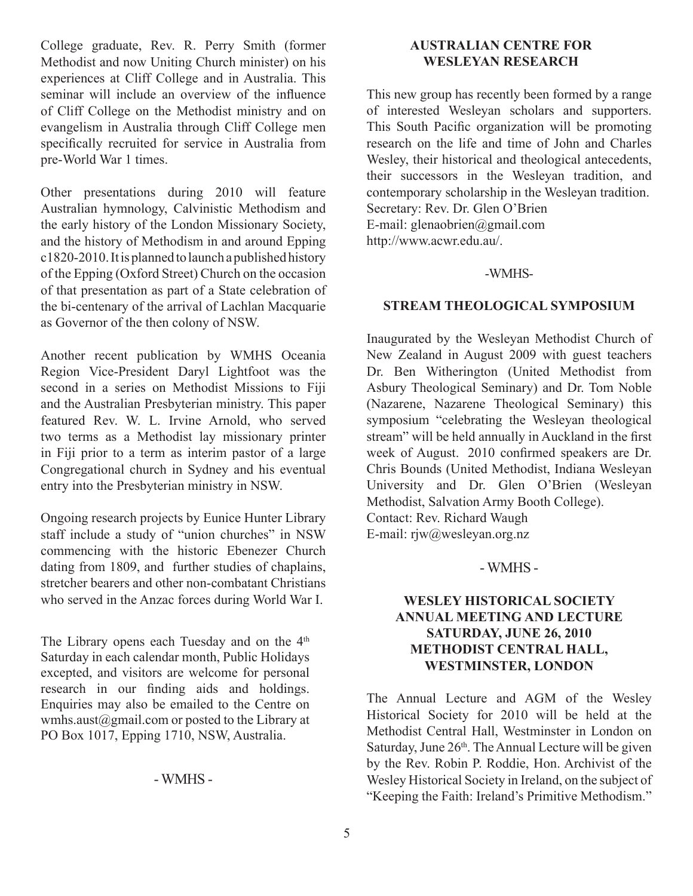College graduate, Rev. R. Perry Smith (former Methodist and now Uniting Church minister) on his experiences at Cliff College and in Australia. This seminar will include an overview of the influence of Cliff College on the Methodist ministry and on evangelism in Australia through Cliff College men specifically recruited for service in Australia from pre-World War 1 times.

Other presentations during 2010 will feature Australian hymnology, Calvinistic Methodism and the early history of the London Missionary Society, and the history of Methodism in and around Epping c1820-2010. It is planned to launch a published history of the Epping (Oxford Street) Church on the occasion of that presentation as part of a State celebration of the bi-centenary of the arrival of Lachlan Macquarie as Governor of the then colony of NSW.

Another recent publication by WMHS Oceania Region Vice-President Daryl Lightfoot was the second in a series on Methodist Missions to Fiji and the Australian Presbyterian ministry. This paper featured Rev. W. L. Irvine Arnold, who served two terms as a Methodist lay missionary printer in Fiji prior to a term as interim pastor of a large Congregational church in Sydney and his eventual entry into the Presbyterian ministry in NSW.

Ongoing research projects by Eunice Hunter Library staff include a study of "union churches" in NSW commencing with the historic Ebenezer Church dating from 1809, and further studies of chaplains, stretcher bearers and other non-combatant Christians who served in the Anzac forces during World War I.

The Library opens each Tuesday and on the 4th Saturday in each calendar month, Public Holidays excepted, and visitors are welcome for personal research in our finding aids and holdings. Enquiries may also be emailed to the Centre on wmhs.aust@gmail.com or posted to the Library at PO Box 1017, Epping 1710, NSW, Australia.

- WMHS -

### AUSTRALIAN CENTRE FOR WESLEYAN RESEARCH

This new group has recently been formed by a range of interested Wesleyan scholars and supporters. This South Pacific organization will be promoting research on the life and time of John and Charles Wesley, their historical and theological antecedents, their successors in the Wesleyan tradition, and contemporary scholarship in the Wesleyan tradition.
Secretary: Rev. Dr. Glen O'Brien
E-mail: glenaobrien@gmail.com
http://www.acwr.edu.au/.

-WMHS-

### STREAM THEOLOGICAL SYMPOSIUM

Inaugurated by the Wesleyan Methodist Church of New Zealand in August 2009 with guest teachers Dr. Ben Witherington (United Methodist from Asbury Theological Seminary) and Dr. Tom Noble (Nazarene, Nazarene Theological Seminary) this symposium "celebrating the Wesleyan theological stream" will be held annually in Auckland in the first week of August. 2010 confirmed speakers are Dr. Chris Bounds (United Methodist, Indiana Wesleyan University and Dr. Glen O'Brien (Wesleyan Methodist, Salvation Army Booth College).
Contact: Rev. Richard Waugh
E-mail: rjw@wesleyan.org.nz

- WMHS -

### WESLEY HISTORICAL SOCIETY ANNUAL MEETING AND LECTURE SATURDAY, JUNE 26, 2010 METHODIST CENTRAL HALL, WESTMINSTER, LONDON

The Annual Lecture and AGM of the Wesley Historical Society for 2010 will be held at the Methodist Central Hall, Westminster in London on Saturday, June 26th. The Annual Lecture will be given by the Rev. Robin P. Roddie, Hon. Archivist of the Wesley Historical Society in Ireland, on the subject of "Keeping the Faith: Ireland's Primitive Methodism."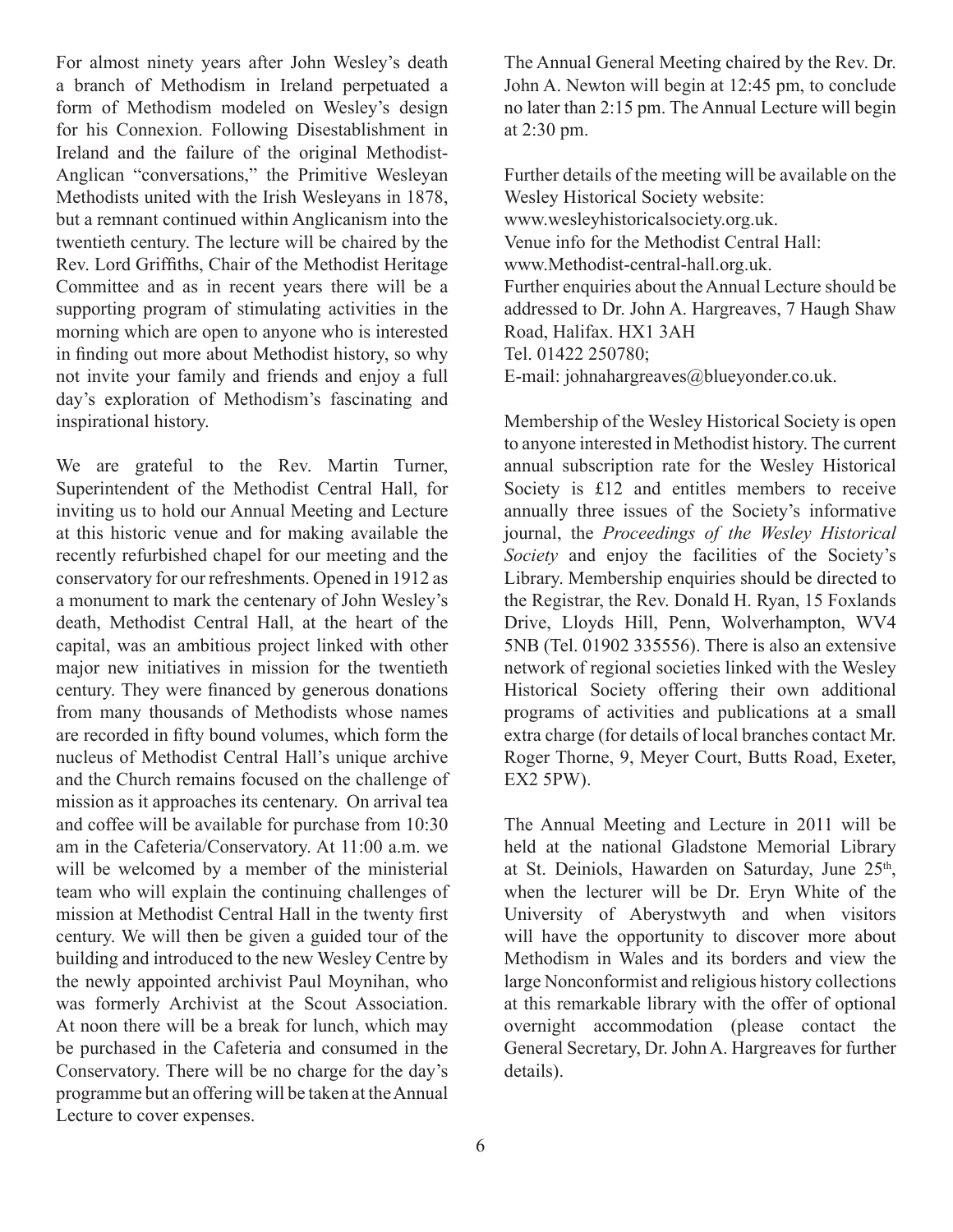For almost ninety years after John Wesley's death a branch of Methodism in Ireland perpetuated a form of Methodism modeled on Wesley's design for his Connexion. Following Disestablishment in Ireland and the failure of the original Methodist-Anglican "conversations," the Primitive Wesleyan Methodists united with the Irish Wesleyans in 1878, but a remnant continued within Anglicanism into the twentieth century. The lecture will be chaired by the Rev. Lord Griffiths, Chair of the Methodist Heritage Committee and as in recent years there will be a supporting program of stimulating activities in the morning which are open to anyone who is interested in finding out more about Methodist history, so why not invite your family and friends and enjoy a full day's exploration of Methodism's fascinating and inspirational history.

We are grateful to the Rev. Martin Turner, Superintendent of the Methodist Central Hall, for inviting us to hold our Annual Meeting and Lecture at this historic venue and for making available the recently refurbished chapel for our meeting and the conservatory for our refreshments. Opened in 1912 as a monument to mark the centenary of John Wesley's death, Methodist Central Hall, at the heart of the capital, was an ambitious project linked with other major new initiatives in mission for the twentieth century. They were financed by generous donations from many thousands of Methodists whose names are recorded in fifty bound volumes, which form the nucleus of Methodist Central Hall's unique archive and the Church remains focused on the challenge of mission as it approaches its centenary. On arrival tea and coffee will be available for purchase from 10:30 am in the Cafeteria/Conservatory. At 11:00 a.m. we will be welcomed by a member of the ministerial team who will explain the continuing challenges of mission at Methodist Central Hall in the twenty first century. We will then be given a guided tour of the building and introduced to the new Wesley Centre by the newly appointed archivist Paul Moynihan, who was formerly Archivist at the Scout Association. At noon there will be a break for lunch, which may be purchased in the Cafeteria and consumed in the Conservatory. There will be no charge for the day's programme but an offering will be taken at the Annual Lecture to cover expenses.

The Annual General Meeting chaired by the Rev. Dr. John A. Newton will begin at 12:45 pm, to conclude no later than 2:15 pm. The Annual Lecture will begin at 2:30 pm.

Further details of the meeting will be available on the Wesley Historical Society website:
www.wesleyhistoricalsociety.org.uk.
Venue info for the Methodist Central Hall:
www.Methodist-central-hall.org.uk.
Further enquiries about the Annual Lecture should be addressed to Dr. John A. Hargreaves, 7 Haugh Shaw Road, Halifax. HX1 3AH
Tel. 01422 250780;
E-mail: johnahargreaves@blueyonder.co.uk.

Membership of the Wesley Historical Society is open to anyone interested in Methodist history. The current annual subscription rate for the Wesley Historical Society is £12 and entitles members to receive annually three issues of the Society's informative journal, the *Proceedings of the Wesley Historical Society* and enjoy the facilities of the Society's Library. Membership enquiries should be directed to the Registrar, the Rev. Donald H. Ryan, 15 Foxlands Drive, Lloyds Hill, Penn, Wolverhampton, WV4 5NB (Tel. 01902 335556). There is also an extensive network of regional societies linked with the Wesley Historical Society offering their own additional programs of activities and publications at a small extra charge (for details of local branches contact Mr. Roger Thorne, 9, Meyer Court, Butts Road, Exeter, EX2 5PW).

The Annual Meeting and Lecture in 2011 will be held at the national Gladstone Memorial Library at St. Deiniols, Hawarden on Saturday, June 25th, when the lecturer will be Dr. Eryn White of the University of Aberystwyth and when visitors will have the opportunity to discover more about Methodism in Wales and its borders and view the large Nonconformist and religious history collections at this remarkable library with the offer of optional overnight accommodation (please contact the General Secretary, Dr. John A. Hargreaves for further details).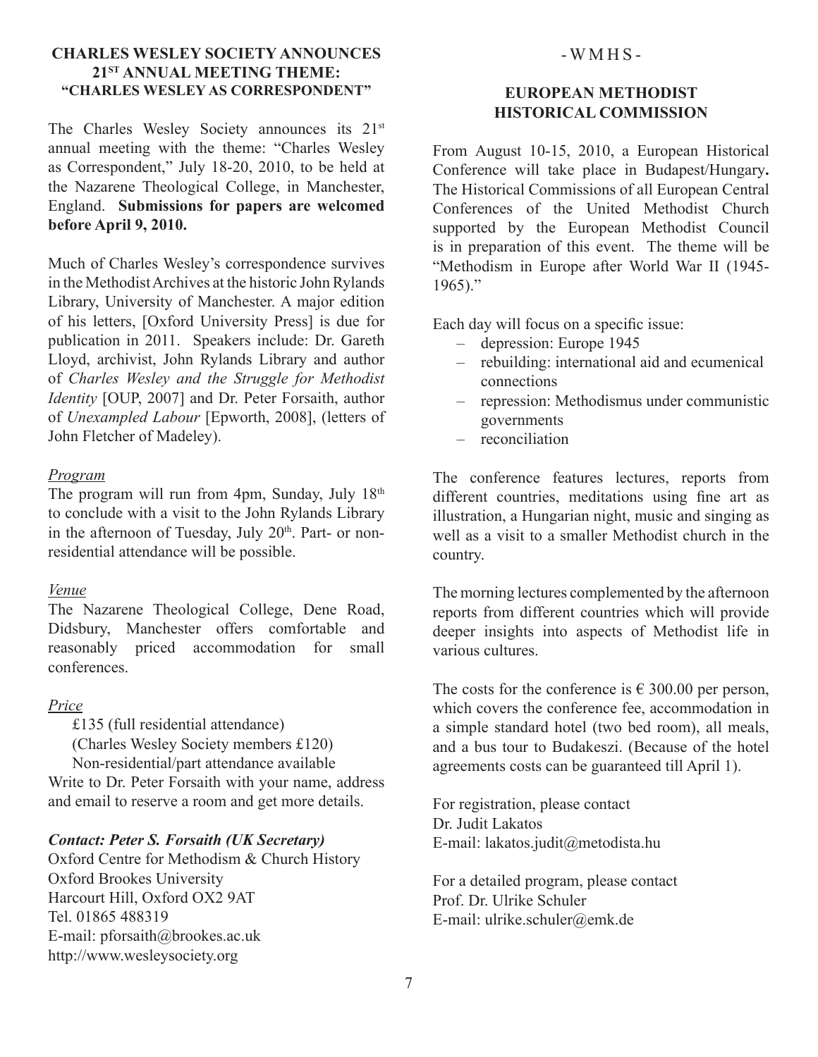## CHARLES WESLEY SOCIETY ANNOUNCES 21ST ANNUAL MEETING THEME: "CHARLES WESLEY AS CORRESPONDENT"

The Charles Wesley Society announces its 21st annual meeting with the theme: "Charles Wesley as Correspondent," July 18-20, 2010, to be held at the Nazarene Theological College, in Manchester, England. **Submissions for papers are welcomed before April 9, 2010.**

Much of Charles Wesley's correspondence survives in the Methodist Archives at the historic John Rylands Library, University of Manchester. A major edition of his letters, [Oxford University Press] is due for publication in 2011. Speakers include: Dr. Gareth Lloyd, archivist, John Rylands Library and author of *Charles Wesley and the Struggle for Methodist Identity* [OUP, 2007] and Dr. Peter Forsaith, author of *Unexampled Labour* [Epworth, 2008], (letters of John Fletcher of Madeley).

*Program*

The program will run from 4pm, Sunday, July 18th to conclude with a visit to the John Rylands Library in the afternoon of Tuesday, July 20th. Part- or non-residential attendance will be possible.

*Venue*

The Nazarene Theological College, Dene Road, Didsbury, Manchester offers comfortable and reasonably priced accommodation for small conferences.

*Price*

£135 (full residential attendance)
(Charles Wesley Society members £120)
Non-residential/part attendance available

Write to Dr. Peter Forsaith with your name, address and email to reserve a room and get more details.

***Contact: Peter S. Forsaith (UK Secretary)***

Oxford Centre for Methodism & Church History
Oxford Brookes University
Harcourt Hill, Oxford OX2 9AT
Tel. 01865 488319
E-mail: pforsaith@brookes.ac.uk
http://www.wesleysociety.org

- W M H S -

## EUROPEAN METHODIST HISTORICAL COMMISSION

From August 10-15, 2010, a European Historical Conference will take place in Budapest/Hungary**.** The Historical Commissions of all European Central Conferences of the United Methodist Church supported by the European Methodist Council is in preparation of this event. The theme will be "Methodism in Europe after World War II (1945-1965)."

Each day will focus on a specific issue:

- depression: Europe 1945
- rebuilding: international aid and ecumenical connections
- repression: Methodismus under communistic governments
- reconciliation

The conference features lectures, reports from different countries, meditations using fine art as illustration, a Hungarian night, music and singing as well as a visit to a smaller Methodist church in the country.

The morning lectures complemented by the afternoon reports from different countries which will provide deeper insights into aspects of Methodist life in various cultures.

The costs for the conference is € 300.00 per person, which covers the conference fee, accommodation in a simple standard hotel (two bed room), all meals, and a bus tour to Budakeszi. (Because of the hotel agreements costs can be guaranteed till April 1).

For registration, please contact
Dr. Judit Lakatos
E-mail: lakatos.judit@metodista.hu

For a detailed program, please contact
Prof. Dr. Ulrike Schuler
E-mail: ulrike.schuler@emk.de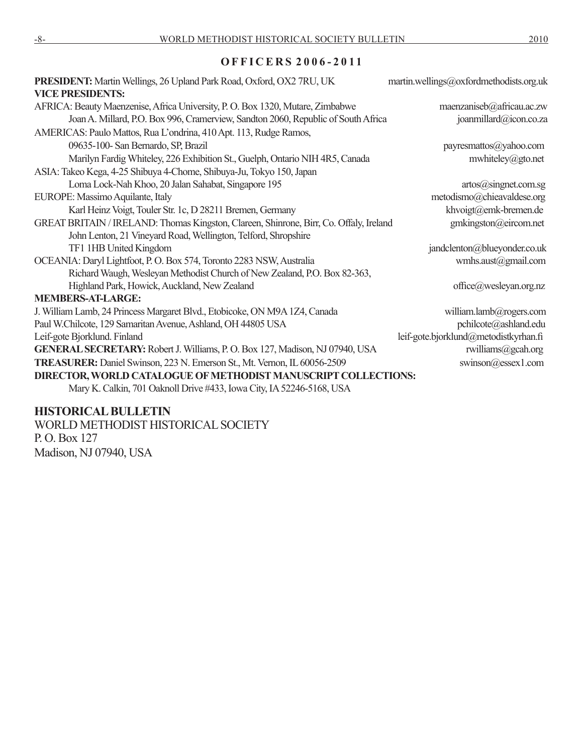## OFFICERS 2006-2011

**PRESIDENT:** Martin Wellings, 26 Upland Park Road, Oxford, OX2 7RU, UK martin.wellings@oxfordmethodists.org.uk

**VICE PRESIDENTS:**

AFRICA: Beauty Maenzenise, Africa University, P. O. Box 1320, Mutare, Zimbabwe maenzaniseb@africau.ac.zw
Joan A. Millard, P.O. Box 996, Cramerview, Sandton 2060, Republic of South Africa joanmillard@icon.co.za

AMERICAS: Paulo Mattos, Rua L'ondrina, 410 Apt. 113, Rudge Ramos, 09635-100- San Bernardo, SP, Brazil payresmattos@yahoo.com
Marilyn Fardig Whiteley, 226 Exhibition St., Guelph, Ontario NIH 4R5, Canada mwhiteley@gto.net

ASIA: Takeo Kega, 4-25 Shibuya 4-Chome, Shibuya-Ju, Tokyo 150, Japan
Loma Lock-Nah Khoo, 20 Jalan Sahabat, Singapore 195 artos@singnet.com.sg

EUROPE: Massimo Aquilante, Italy metodismo@chieavaldese.org
Karl Heinz Voigt, Touler Str. 1c, D 28211 Bremen, Germany khvoigt@emk-bremen.de

GREAT BRITAIN / IRELAND: Thomas Kingston, Clareen, Shinrone, Birr, Co. Offaly, Ireland gmkingston@eircom.net
John Lenton, 21 Vineyard Road, Wellington, Telford, Shropshire TF1 1HB United Kingdom jandclenton@blueyonder.co.uk

OCEANIA: Daryl Lightfoot, P. O. Box 574, Toronto 2283 NSW, Australia wmhs.aust@gmail.com
Richard Waugh, Wesleyan Methodist Church of New Zealand, P.O. Box 82-363, Highland Park, Howick, Auckland, New Zealand office@wesleyan.org.nz

**MEMBERS-AT-LARGE:**

J. William Lamb, 24 Princess Margaret Blvd., Etobicoke, ON M9A 1Z4, Canada william.lamb@rogers.com
Paul W.Chilcote, 129 Samaritan Avenue, Ashland, OH 44805 USA pchilcote@ashland.edu
Leif-gote Bjorklund. Finland leif-gote.bjorklund@metodistkyrhan.fi

**GENERAL SECRETARY:** Robert J. Williams, P. O. Box 127, Madison, NJ 07940, USA rwilliams@gcah.org

**TREASURER:** Daniel Swinson, 223 N. Emerson St., Mt. Vernon, IL 60056-2509 swinson@essex1.com

**DIRECTOR, WORLD CATALOGUE OF METHODIST MANUSCRIPT COLLECTIONS:**
Mary K. Calkin, 701 Oaknoll Drive #433, Iowa City, IA 52246-5168, USA

**HISTORICAL BULLETIN**
WORLD METHODIST HISTORICAL SOCIETY
P. O. Box 127
Madison, NJ 07940, USA